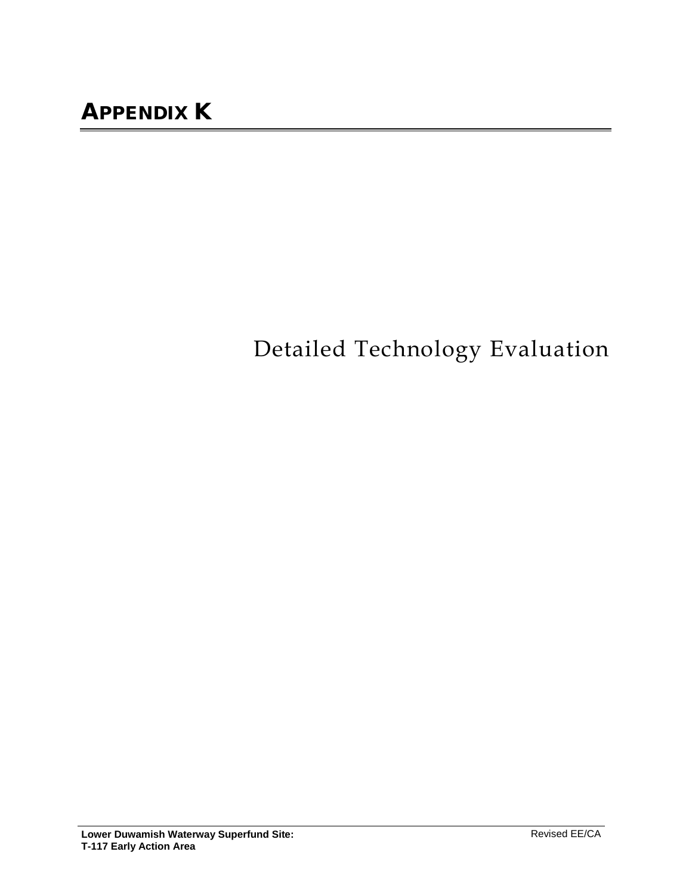# APPENDIX K

## Detailed Technology Evaluation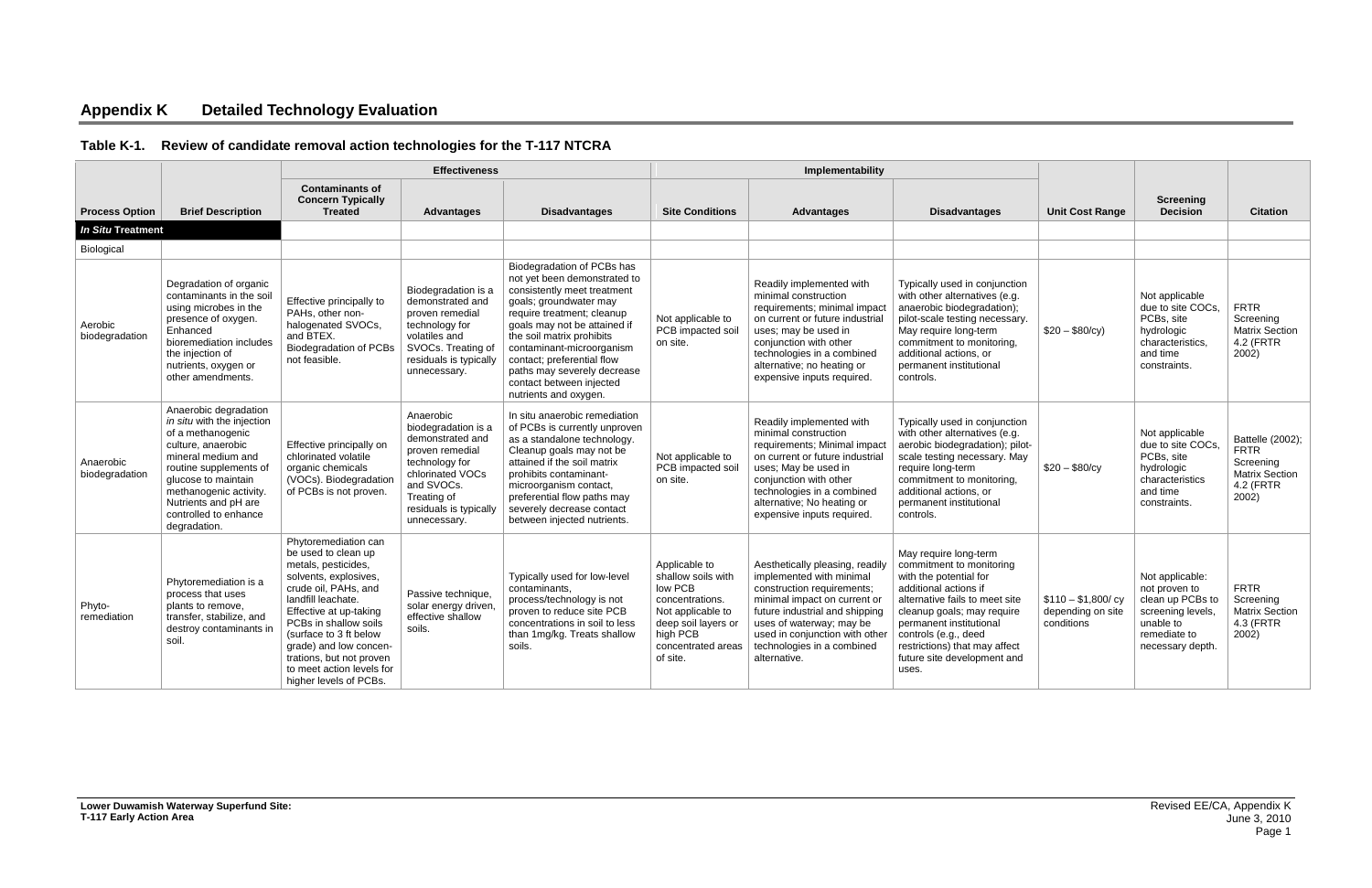# Appendix K Detailed Technology Evaluation

## Table K-1. Review of candidate removal action technologies for the T-117 NTCRA

| | | Effectiveness | | | Implementability | | | | | |
|---|---|---|---|---|---|---|---|---|---|---|
| **Process Option** | **Brief Description** | **Contaminants of Concern Typically Treated** | **Advantages** | **Disadvantages** | **Site Conditions** | **Advantages** | **Disadvantages** | **Unit Cost Range** | **Screening Decision** | **Citation** |
| ***In Situ* Treatment** | | | | | | | | | | |
| Biological | | | | | | | | | | |
| Aerobic biodegradation | Degradation of organic contaminants in the soil using microbes in the presence of oxygen. Enhanced bioremediation includes the injection of nutrients, oxygen or other amendments. | Effective principally to PAHs, other non-halogenated SVOCs, and BTEX. Biodegradation of PCBs not feasible. | Biodegradation is a demonstrated and proven remedial technology for volatiles and SVOCs. Treating of residuals is typically unnecessary. | Biodegradation of PCBs has not yet been demonstrated to consistently meet treatment goals; groundwater may require treatment; cleanup goals may not be attained if the soil matrix prohibits contaminant-microorganism contact; preferential flow paths may severely decrease contact between injected nutrients and oxygen. | Not applicable to PCB impacted soil on site. | Readily implemented with minimal construction requirements; minimal impact on current or future industrial uses; may be used in conjunction with other technologies in a combined alternative; no heating or expensive inputs required. | Typically used in conjunction with other alternatives (e.g. anaerobic biodegradation); pilot-scale testing necessary. May require long-term commitment to monitoring, additional actions, or permanent institutional controls. | $20 – $80/cy) | Not applicable due to site COCs, PCBs, site hydrologic characteristics, and time constraints. | FRTR Screening Matrix Section 4.2 (FRTR 2002) |
| Anaerobic biodegradation | Anaerobic degradation *in situ* with the injection of a methanogenic culture, anaerobic mineral medium and routine supplements of glucose to maintain methanogenic activity. Nutrients and pH are controlled to enhance degradation. | Effective principally on chlorinated volatile organic chemicals (VOCs). Biodegradation of PCBs is not proven. | Anaerobic biodegradation is a demonstrated and proven remedial technology for chlorinated VOCs and SVOCs. Treating of residuals is typically unnecessary. | In situ anaerobic remediation of PCBs is currently unproven as a standalone technology. Cleanup goals may not be attained if the soil matrix prohibits contaminant-microorganism contact, preferential flow paths may severely decrease contact between injected nutrients. | Not applicable to PCB impacted soil on site. | Readily implemented with minimal construction requirements; Minimal impact on current or future industrial uses; May be used in conjunction with other technologies in a combined alternative; No heating or expensive inputs required. | Typically used in conjunction with other alternatives (e.g. aerobic biodegradation); pilot-scale testing necessary. May require long-term commitment to monitoring, additional actions, or permanent institutional controls. | $20 – $80/cy | Not applicable due to site COCs, PCBs, site hydrologic characteristics and time constraints. | Battelle (2002); FRTR Screening Matrix Section 4.2 (FRTR 2002) |
| Phyto-remediation | Phytoremediation is a process that uses plants to remove, transfer, stabilize, and destroy contaminants in soil. | Phytoremediation can be used to clean up metals, pesticides, solvents, explosives, crude oil, PAHs, and landfill leachate. Effective at up-taking PCBs in shallow soils (surface to 3 ft below grade) and low concen-trations, but not proven to meet action levels for higher levels of PCBs. | Passive technique, solar energy driven, effective shallow soils. | Typically used for low-level contaminants, process/technology is not proven to reduce site PCB concentrations in soil to less than 1mg/kg. Treats shallow soils. | Applicable to shallow soils with low PCB concentrations. Not applicable to deep soil layers or high PCB concentrated areas of site. | Aesthetically pleasing, readily implemented with minimal construction requirements; minimal impact on current or future industrial and shipping uses of waterway; may be used in conjunction with other technologies in a combined alternative. | May require long-term commitment to monitoring with the potential for additional actions if alternative fails to meet site cleanup goals; may require permanent institutional controls (e.g., deed restrictions) that may affect future site development and uses. | $110 – $1,800/ cy depending on site conditions | Not applicable: not proven to clean up PCBs to screening levels, unable to remediate to necessary depth. | FRTR Screening Matrix Section 4.3 (FRTR 2002) |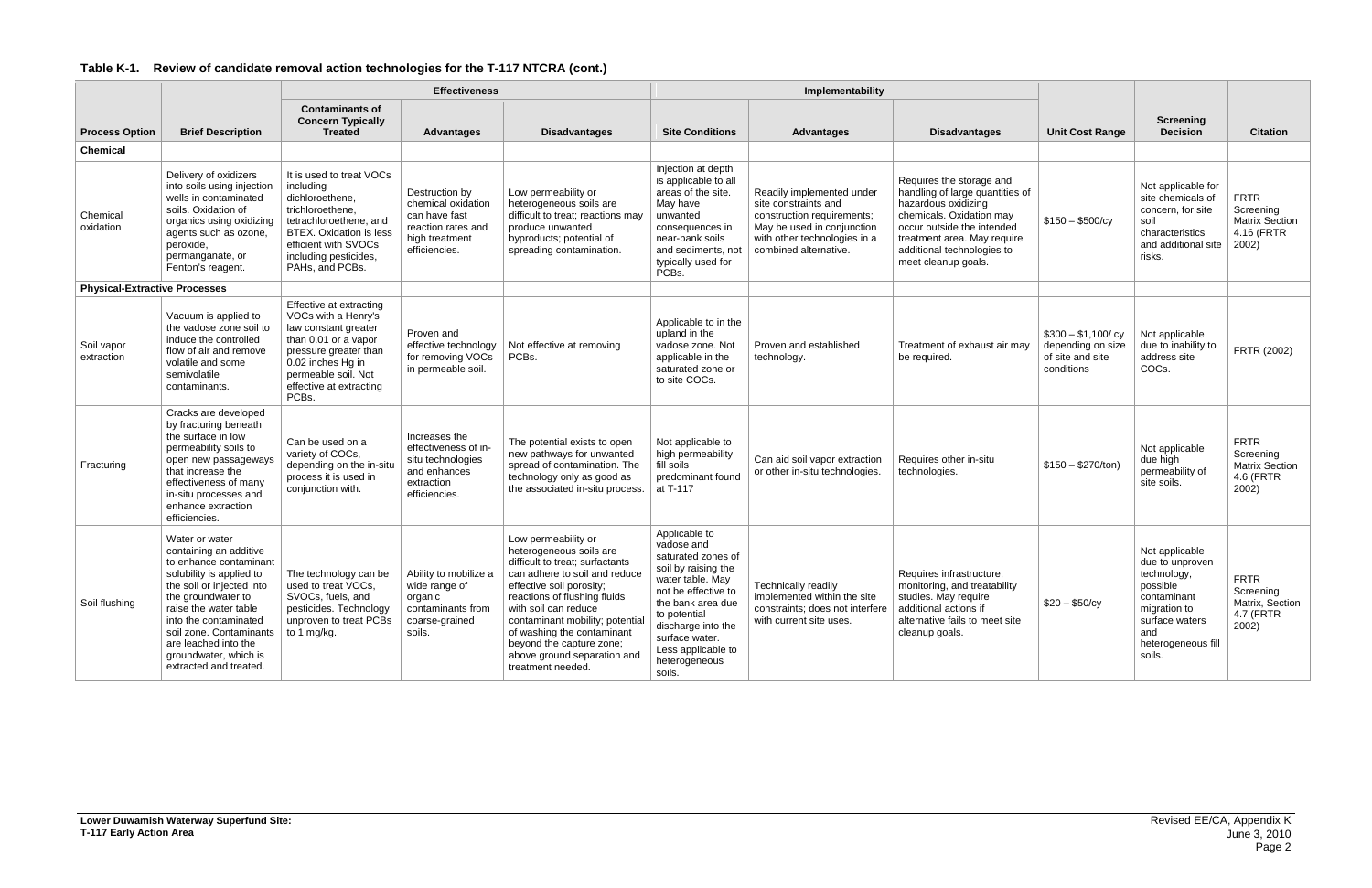**Table K-1. Review of candidate removal action technologies for the T-117 NTCRA (cont.)**

| | | Effectiveness | | | Implementability | | | | | |
|---|---|---|---|---|---|---|---|---|---|---|
| **Process Option** | **Brief Description** | **Contaminants of Concern Typically Treated** | **Advantages** | **Disadvantages** | **Site Conditions** | **Advantages** | **Disadvantages** | **Unit Cost Range** | **Screening Decision** | **Citation** |
| **Chemical** | | | | | | | | | | |
| Chemical oxidation | Delivery of oxidizers into soils using injection wells in contaminated soils. Oxidation of organics using oxidizing agents such as ozone, peroxide, permanganate, or Fenton's reagent. | It is used to treat VOCs including dichloroethene, trichloroethene, tetrachloroethene, and BTEX. Oxidation is less efficient with SVOCs including pesticides, PAHs, and PCBs. | Destruction by chemical oxidation can have fast reaction rates and high treatment efficiencies. | Low permeability or heterogeneous soils are difficult to treat; reactions may produce unwanted byproducts; potential of spreading contamination. | Injection at depth is applicable to all areas of the site. May have unwanted consequences in near-bank soils and sediments, not typically used for PCBs. | Readily implemented under site constraints and construction requirements; May be used in conjunction with other technologies in a combined alternative. | Requires the storage and handling of large quantities of hazardous oxidizing chemicals. Oxidation may occur outside the intended treatment area. May require additional technologies to meet cleanup goals. | $150 – $500/cy | Not applicable for site chemicals of concern, for site soil characteristics and additional site risks. | FRTR Screening Matrix Section 4.16 (FRTR 2002) |
| **Physical-Extractive Processes** | | | | | | | | | | |
| Soil vapor extraction | Vacuum is applied to the vadose zone soil to induce the controlled flow of air and remove volatile and some semivolatile contaminants. | Effective at extracting VOCs with a Henry's law constant greater than 0.01 or a vapor pressure greater than 0.02 inches Hg in permeable soil. Not effective at extracting PCBs. | Proven and effective technology for removing VOCs in permeable soil. | Not effective at removing PCBs. | Applicable to in the upland in the vadose zone. Not applicable in the saturated zone or to site COCs. | Proven and established technology. | Treatment of exhaust air may be required. | $300 – $1,100/ cy depending on size of site and site conditions | Not applicable due to inability to address site COCs. | FRTR (2002) |
| Fracturing | Cracks are developed by fracturing beneath the surface in low permeability soils to open new passageways that increase the effectiveness of many in-situ processes and enhance extraction efficiencies. | Can be used on a variety of COCs, depending on the in-situ process it is used in conjunction with. | Increases the effectiveness of in-situ technologies and enhances extraction efficiencies. | The potential exists to open new pathways for unwanted spread of contamination. The technology only as good as the associated in-situ process. | Not applicable to high permeability fill soils predominant found at T-117 | Can aid soil vapor extraction or other in-situ technologies. | Requires other in-situ technologies. | $150 – $270/ton) | Not applicable due high permeability of site soils. | FRTR Screening Matrix Section 4.6 (FRTR 2002) |
| Soil flushing | Water or water containing an additive to enhance contaminant solubility is applied to the soil or injected into the groundwater to raise the water table into the contaminated soil zone. Contaminants are leached into the groundwater, which is extracted and treated. | The technology can be used to treat VOCs, SVOCs, fuels, and pesticides. Technology unproven to treat PCBs to 1 mg/kg. | Ability to mobilize a wide range of organic contaminants from coarse-grained soils. | Low permeability or heterogeneous soils are difficult to treat; surfactants can adhere to soil and reduce effective soil porosity; reactions of flushing fluids with soil can reduce contaminant mobility; potential of washing the contaminant beyond the capture zone; above ground separation and treatment needed. | Applicable to vadose and saturated zones of soil by raising the water table. May not be effective to the bank area due to potential discharge into the surface water. Less applicable to heterogeneous soils. | Technically readily implemented within the site constraints; does not interfere with current site uses. | Requires infrastructure, monitoring, and treatability studies. May require additional actions if alternative fails to meet site cleanup goals. | $20 – $50/cy | Not applicable due to unproven technology, possible contaminant migration to surface waters and heterogeneous fill soils. | FRTR Screening Matrix, Section 4.7 (FRTR 2002) |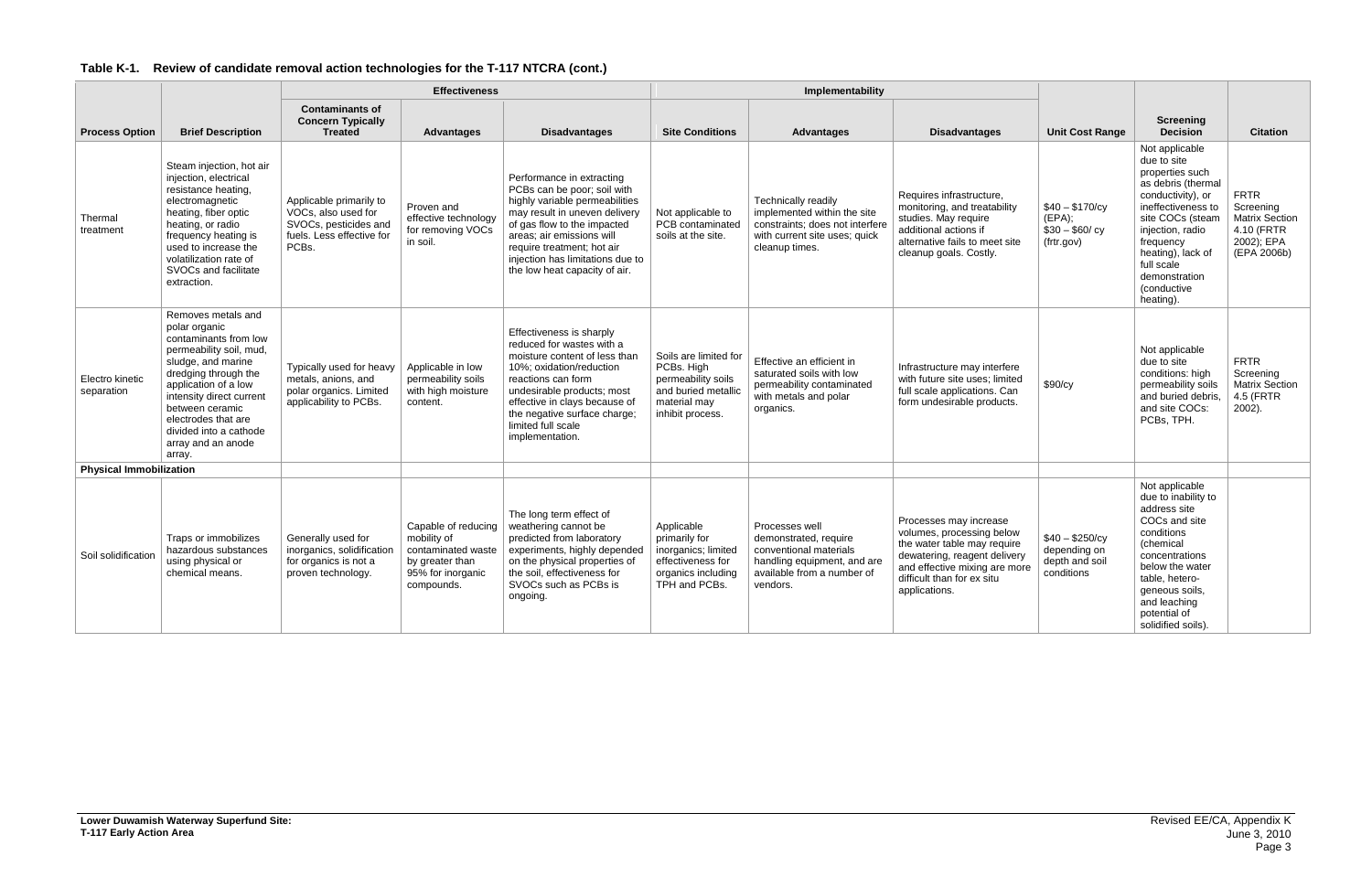**Table K-1. Review of candidate removal action technologies for the T-117 NTCRA (cont.)**

| | | Effectiveness | | | Implementability | | | | | |
|---|---|---|---|---|---|---|---|---|---|---|
| **Process Option** | **Brief Description** | **Contaminants of Concern Typically Treated** | **Advantages** | **Disadvantages** | **Site Conditions** | **Advantages** | **Disadvantages** | **Unit Cost Range** | **Screening Decision** | **Citation** |
| Thermal treatment | Steam injection, hot air injection, electrical resistance heating, electromagnetic heating, fiber optic heating, or radio frequency heating is used to increase the volatilization rate of SVOCs and facilitate extraction. | Applicable primarily to VOCs, also used for SVOCs, pesticides and fuels. Less effective for PCBs. | Proven and effective technology for removing VOCs in soil. | Performance in extracting PCBs can be poor; soil with highly variable permeabilities may result in uneven delivery of gas flow to the impacted areas; air emissions will require treatment; hot air injection has limitations due to the low heat capacity of air. | Not applicable to PCB contaminated soils at the site. | Technically readily implemented within the site constraints; does not interfere with current site uses; quick cleanup times. | Requires infrastructure, monitoring, and treatability studies. May require additional actions if alternative fails to meet site cleanup goals. Costly. | $40 – $170/cy (EPA); $30 – $60/ cy (frtr.gov) | Not applicable due to site properties such as debris (thermal conductivity), or ineffectiveness to site COCs (steam injection, radio frequency heating), lack of full scale demonstration (conductive heating). | FRTR Screening Matrix Section 4.10 (FRTR 2002); EPA (EPA 2006b) |
| Electro kinetic separation | Removes metals and polar organic contaminants from low permeability soil, mud, sludge, and marine dredging through the application of a low intensity direct current between ceramic electrodes that are divided into a cathode array and an anode array. | Typically used for heavy metals, anions, and polar organics. Limited applicability to PCBs. | Applicable in low permeability soils with high moisture content. | Effectiveness is sharply reduced for wastes with a moisture content of less than 10%; oxidation/reduction reactions can form undesirable products; most effective in clays because of the negative surface charge; limited full scale implementation. | Soils are limited for PCBs. High permeability soils and buried metallic material may inhibit process. | Effective an efficient in saturated soils with low permeability contaminated with metals and polar organics. | Infrastructure may interfere with future site uses; limited full scale applications. Can form undesirable products. | $90/cy | Not applicable due to site conditions: high permeability soils and buried debris, and site COCs: PCBs, TPH. | FRTR Screening Matrix Section 4.5 (FRTR 2002). |
| **Physical Immobilization** | | | | | | | | | | |
| Soil solidification | Traps or immobilizes hazardous substances using physical or chemical means. | Generally used for inorganics, solidification for organics is not a proven technology. | Capable of reducing mobility of contaminated waste by greater than 95% for inorganic compounds. | The long term effect of weathering cannot be predicted from laboratory experiments, highly depended on the physical properties of the soil, effectiveness for SVOCs such as PCBs is ongoing. | Applicable primarily for inorganics; limited effectiveness for organics including TPH and PCBs. | Processes well demonstrated, require conventional materials handling equipment, and are available from a number of vendors. | Processes may increase volumes, processing below the water table may require dewatering, reagent delivery and effective mixing are more difficult than for ex situ applications. | $40 – $250/cy depending on depth and soil conditions | Not applicable due to inability to address site COCs and site conditions (chemical concentrations below the water table, hetero-geneous soils, and leaching potential of solidified soils). | |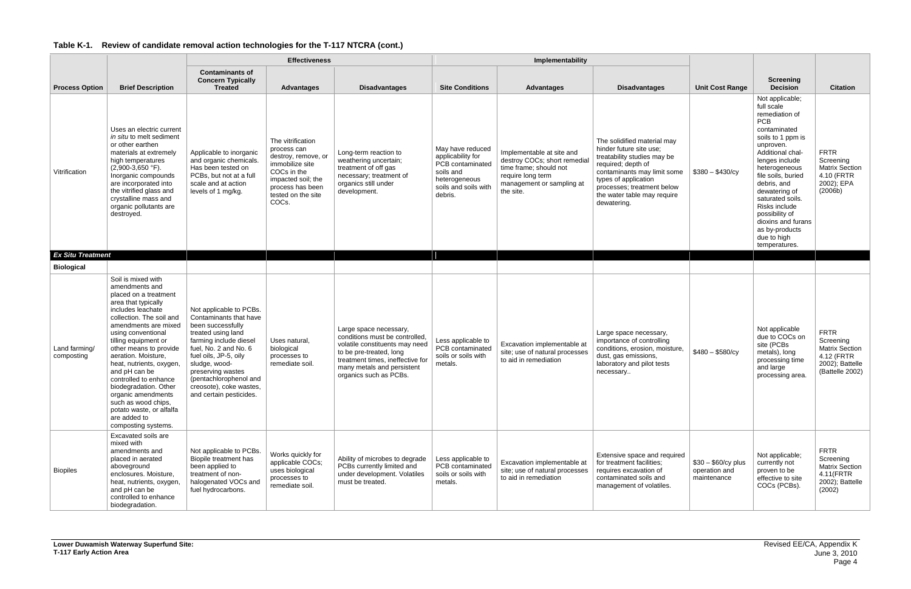**Table K-1. Review of candidate removal action technologies for the T-117 NTCRA (cont.)**

| Process Option | Brief Description | Effectiveness | | | Implementability | | | Unit Cost Range | Screening Decision | Citation |
|---|---|---|---|---|---|---|---|---|---|---|
| | | Contaminants of Concern Typically Treated | Advantages | Disadvantages | Site Conditions | Advantages | Disadvantages | | | |
| Vitrification | Uses an electric current *in situ* to melt sediment or other earthen materials at extremely high temperatures (2,900-3,650 °F). Inorganic compounds are incorporated into the vitrified glass and crystalline mass and organic pollutants are destroyed. | Applicable to inorganic and organic chemicals. Has been tested on PCBs, but not at a full scale and at action levels of 1 mg/kg. | The vitrification process can destroy, remove, or immobilize site COCs in the impacted soil; the process has been tested on the site COCs. | Long-term reaction to weathering uncertain; treatment of off gas necessary; treatment of organics still under development. | May have reduced applicability for PCB contaminated soils and heterogeneous fill soils and soils with debris. | Implementable at site and destroy COCs; short remedial time frame; should not require long term management or sampling at the site. | The solidified material may hinder future site use; treatability studies may be required; depth of contaminants may limit some types of application processes; treatment below the water table may require dewatering. | $380 – $430/cy | Not applicable; full scale remediation of PCB contaminated soils to 1 ppm is unproven. Additional challenges include heterogeneous file soils, buried debris, and dewatering of saturated soils. Risks include possibility of dioxins and furans as by-products due to high temperatures. | FRTR Screening Matrix Section 4.10 (FRTR 2002); EPA (2006b) |
| ***Ex Situ Treatment*** | | | | | | | | | | |
| **Biological** | | | | | | | | | | |
| Land farming/ composting | Soil is mixed with amendments and placed on a treatment area that typically includes leachate collection. The soil and amendments are mixed using conventional tilling equipment or other means to provide aeration. Moisture, heat, nutrients, oxygen, and pH can be controlled to enhance biodegradation. Other organic amendments such as wood chips, potato waste, or alfalfa are added to composting systems. | Not applicable to PCBs. Contaminants that have been successfully treated using land farming include diesel fuel, No. 2 and No. 6 fuel oils, JP-5, oily sludge, wood-preserving wastes (pentachlorophenol and creosote), coke wastes, and certain pesticides. | Uses natural, biological processes to remediate soil. | Large space necessary, conditions must be controlled, volatile constituents may need to be pre-treated, long treatment times, ineffective for many metals and persistent organics such as PCBs. | Less applicable to PCB contaminated soils or soils with metals. | Excavation implementable at site; use of natural processes to aid in remediation | Large space necessary, importance of controlling conditions, erosion, moisture, dust, gas emissions, laboratory and pilot tests necessary.. | $480 – $580/cy | Not applicable due to COCs on site (PCBs metals), long processing time and large processing area. | FRTR Screening Matrix Section 4.12 (FRTR 2002); Battelle (Battelle 2002) |
| Biopiles | Excavated soils are mixed with amendments and placed in aerated aboveground enclosures. Moisture, heat, nutrients, oxygen, and pH can be controlled to enhance biodegradation. | Not applicable to PCBs. Biopile treatment has been applied to treatment of non-halogenated VOCs and fuel hydrocarbons. | Works quickly for applicable COCs; uses biological processes to remediate soil. | Ability of microbes to degrade PCBs currently limited and under development. Volatiles must be treated. | Less applicable to PCB contaminated soils or soils with metals. | Excavation implementable at site; use of natural processes to aid in remediation | Extensive space and required for treatment facilities; requires excavation of contaminated soils and management of volatiles. | $30 – $60/cy plus operation and maintenance | Not applicable; currently not proven to be effective to site COCs (PCBs). | FRTR Screening Matrix Section 4.11(FRTR 2002); Battelle (2002) |

**Lower Duwamish Waterway Superfund Site:**
**T-117 Early Action Area**

Revised EE/CA, Appendix K
June 3, 2010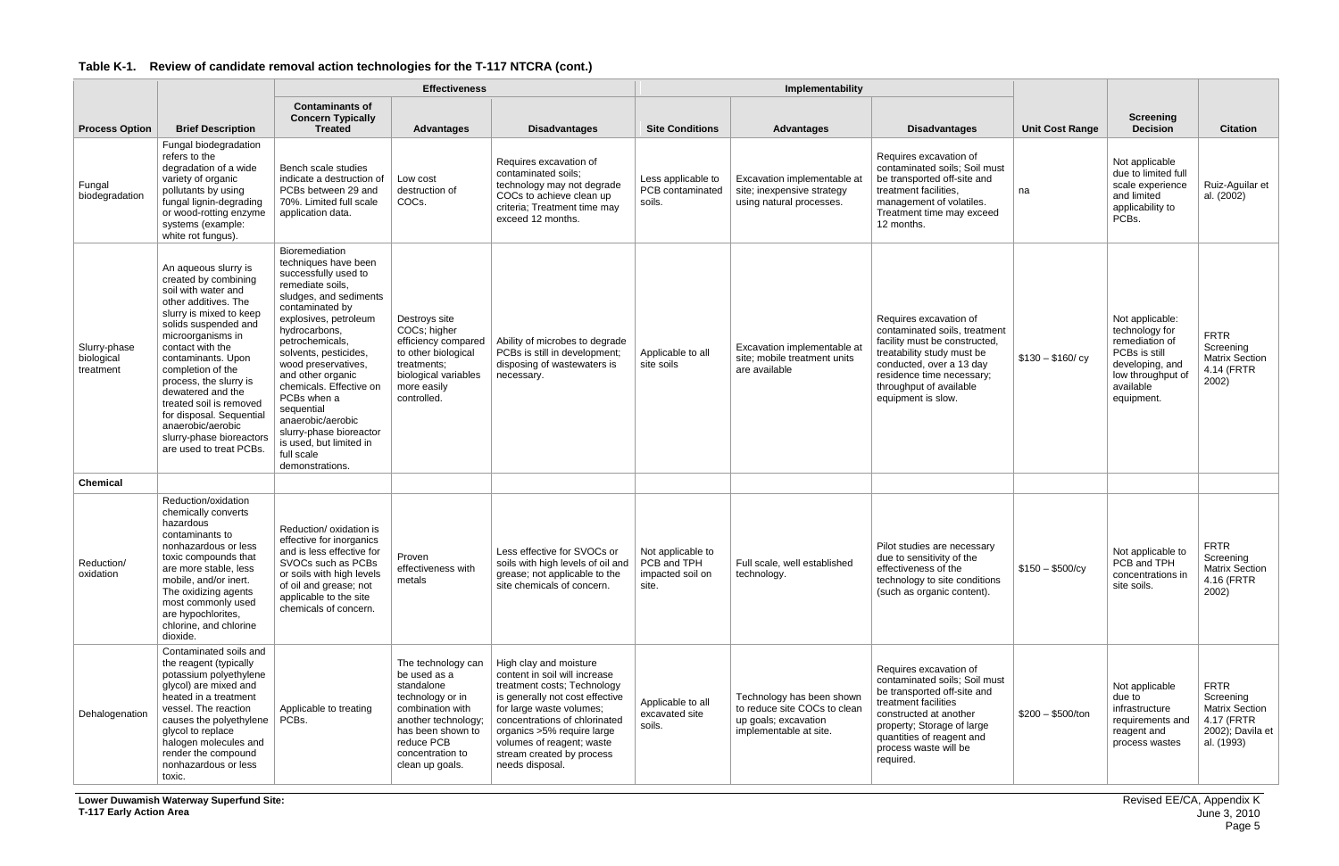## Table K-1. Review of candidate removal action technologies for the T-117 NTCRA (cont.)

| | | Effectiveness | | | Implementability | | | | | |
|---|---|---|---|---|---|---|---|---|---|---|
| **Process Option** | **Brief Description** | **Contaminants of Concern Typically Treated** | **Advantages** | **Disadvantages** | **Site Conditions** | **Advantages** | **Disadvantages** | **Unit Cost Range** | **Screening Decision** | **Citation** |
| Fungal biodegradation | Fungal biodegradation refers to the degradation of a wide variety of organic pollutants by using fungal lignin-degrading or wood-rotting enzyme systems (example: white rot fungus). | Bench scale studies indicate a destruction of PCBs between 29 and 70%. Limited full scale application data. | Low cost destruction of COCs. | Requires excavation of contaminated soils; technology may not degrade COCs to achieve clean up criteria; Treatment time may exceed 12 months. | Less applicable to PCB contaminated soils. | Excavation implementable at site; inexpensive strategy using natural processes. | Requires excavation of contaminated soils; Soil must be transported off-site and treatment facilities, management of volatiles. Treatment time may exceed 12 months. | na | Not applicable due to limited full scale experience and limited applicability to PCBs. | Ruiz-Aguilar et al. (2002) |
| Slurry-phase biological treatment | An aqueous slurry is created by combining soil with water and other additives. The slurry is mixed to keep solids suspended and microorganisms in contact with the contaminants. Upon completion of the process, the slurry is dewatered and the treated soil is removed for disposal. Sequential anaerobic/aerobic slurry-phase bioreactors are used to treat PCBs. | Bioremediation techniques have been successfully used to remediate soils, sludges, and sediments contaminated by explosives, petroleum hydrocarbons, petrochemicals, solvents, pesticides, wood preservatives, and other organic chemicals. Effective on PCBs when a sequential anaerobic/aerobic slurry-phase bioreactor is used, but limited in full scale demonstrations. | Destroys site COCs; higher efficiency compared to other biological treatments; biological variables more easily controlled. | Ability of microbes to degrade PCBs is still in development; disposing of wastewaters is necessary. | Applicable to all site soils | Excavation implementable at site; mobile treatment units are available | Requires excavation of contaminated soils, treatment facility must be constructed, treatability study must be conducted, over a 13 day residence time necessary; throughput of available equipment is slow. | $130 – $160/ cy | Not applicable: technology for remediation of PCBs is still developing, and low throughput of available equipment. | FRTR Screening Matrix Section 4.14 (FRTR 2002) |
| **Chemical** | | | | | | | | | | |
| Reduction/ oxidation | Reduction/oxidation chemically converts hazardous contaminants to nonhazardous or less toxic compounds that are more stable, less mobile, and/or inert. The oxidizing agents most commonly used are hypochlorites, chlorine, and chlorine dioxide. | Reduction/ oxidation is effective for inorganics and is less effective for SVOCs such as PCBs or soils with high levels of oil and grease; not applicable to the site chemicals of concern. | Proven effectiveness with metals | Less effective for SVOCs or soils with high levels of oil and grease; not applicable to the site chemicals of concern. | Not applicable to PCB and TPH impacted soil on site. | Full scale, well established technology. | Pilot studies are necessary due to sensitivity of the effectiveness of the technology to site conditions (such as organic content). | $150 – $500/cy | Not applicable to PCB and TPH concentrations in site soils. | FRTR Screening Matrix Section 4.16 (FRTR 2002) |
| Dehalogenation | Contaminated soils and the reagent (typically potassium polyethylene glycol) are mixed and heated in a treatment vessel. The reaction causes the polyethylene glycol to replace halogen molecules and render the compound nonhazardous or less toxic. | Applicable to treating PCBs. | The technology can be used as a standalone technology or in combination with another technology; has been shown to reduce PCB concentration to clean up goals. | High clay and moisture content in soil will increase treatment costs; Technology is generally not cost effective for large waste volumes; concentrations of chlorinated organics >5% require large volumes of reagent; waste stream created by process needs disposal. | Applicable to all excavated site soils. | Technology has been shown to reduce site COCs to clean up goals; excavation implementable at site. | Requires excavation of contaminated soils; Soil must be transported off-site and treatment facilities constructed at another property; Storage of large quantities of reagent and process waste will be required. | $200 – $500/ton | Not applicable due to infrastructure requirements and reagent and process wastes | FRTR Screening Matrix Section 4.17 (FRTR 2002); Davila et al. (1993) |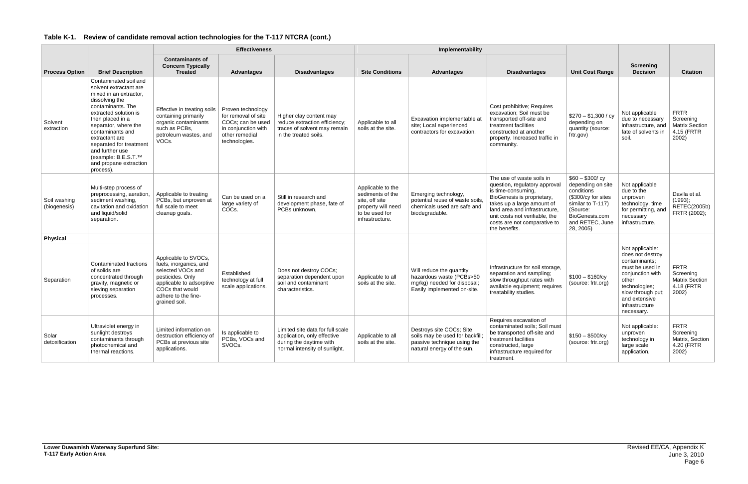**Table K-1. Review of candidate removal action technologies for the T-117 NTCRA (cont.)**

| Process Option | Brief Description | Effectiveness | | | Implementability | | | Unit Cost Range | Screening Decision | Citation |
|---|---|---|---|---|---|---|---|---|---|---|
| | | Contaminants of Concern Typically Treated | Advantages | Disadvantages | Site Conditions | Advantages | Disadvantages | | | |
| Solvent extraction | Contaminated soil and solvent extractant are mixed in an extractor, dissolving the contaminants. The extracted solution is then placed in a separator, where the contaminants and extractant are separated for treatment and further use (example: B.E.S.T.™ and propane extraction process). | Effective in treating soils containing primarily organic contaminants such as PCBs, petroleum wastes, and VOCs. | Proven technology for removal of site COCs; can be used in conjunction with other remedial technologies. | Higher clay content may reduce extraction efficiency; traces of solvent may remain in the treated soils. | Applicable to all soils at the site. | Excavation implementable at site; Local experienced contractors for excavation. | Cost prohibitive; Requires excavation; Soil must be transported off-site and treatment facilities constructed at another property. Increased traffic in community. | $270 – $1,300 / cy depending on quantity (source: frtr.gov) | Not applicable due to necessary infrastructure, and fate of solvents in soil. | FRTR Screening Matrix Section 4.15 (FRTR 2002) |
| Soil washing (biogenesis) | Multi-step process of preprocessing, aeration, sediment washing, cavitation and oxidation and liquid/solid separation. | Applicable to treating PCBs, but unproven at full scale to meet cleanup goals. | Can be used on a large variety of COCs. | Still in research and development phase, fate of PCBs unknown, | Applicable to the sediments of the site, off site property will need to be used for infrastructure. | Emerging technology, potential reuse of waste soils, chemicals used are safe and biodegradable. | The use of waste soils in question, regulatory approval is time-consuming, BioGenesis is proprietary, takes up a large amount of land area and infrastructure, unit costs not verifiable, the costs are not comparative to the benefits. | $60 – $300/ cy depending on site conditions ($300/cy for sites similar to T-117) (Source: BioGenesis.com and RETEC, June 28, 2005) | Not applicable due to the unproven technology, time for permitting, and necessary infrastructure. | Davila et al. (1993); RETEC(2005b) FRTR (2002); |
| **Physical** | | | | | | | | | | |
| Separation | Contaminated fractions of solids are concentrated through gravity, magnetic or sieving separation processes. | Applicable to SVOCs, fuels, inorganics, and selected VOCs and pesticides. Only applicable to adsorptive COCs that would adhere to the fine-grained soil. | Established technology at full scale applications. | Does not destroy COCs; separation dependent upon soil and contaminant characteristics. | Applicable to all soils at the site. | Will reduce the quantity hazardous waste (PCBs>50 mg/kg) needed for disposal; Easily implemented on-site. | Infrastructure for soil storage, separation and sampling; slow throughput rates with available equipment; requires treatability studies. | $100 – $160/cy (source: frtr.org) | Not applicable: does not destroy contaminants; must be used in conjunction with other technologies; slow through put; and extensive infrastructure necessary. | FRTR Screening Matrix Section 4.18 (FRTR 2002) |
| Solar detoxification | Ultraviolet energy in sunlight destroys contaminants through photochemical and thermal reactions. | Limited information on destruction efficiency of PCBs at previous site applications. | Is applicable to PCBs, VOCs and SVOCs. | Limited site data for full scale application, only effective during the daytime with normal intensity of sunlight. | Applicable to all soils at the site. | Destroys site COCs; Site soils may be used for backfill; passive technique using the natural energy of the sun. | Requires excavation of contaminated soils; Soil must be transported off-site and treatment facilities constructed, large infrastructure required for treatment. | $150 – $500/cy (source: frtr.org) | Not applicable: unproven technology in large scale application. | FRTR Screening Matrix, Section 4.20 (FRTR 2002) |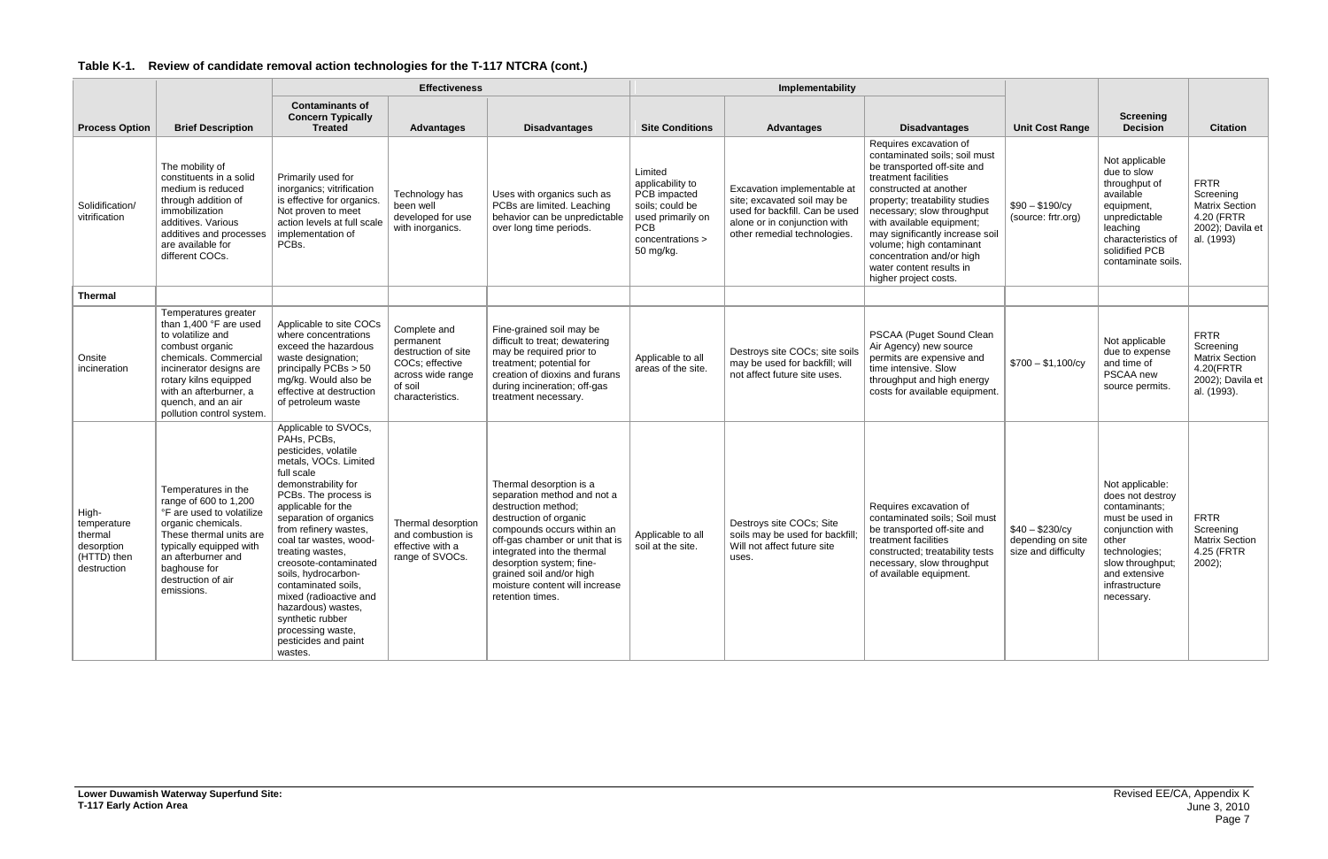**Table K-1. Review of candidate removal action technologies for the T-117 NTCRA (cont.)**

| Process Option | Brief Description | Effectiveness | | | Implementability | | | Unit Cost Range | Screening Decision | Citation |
|---|---|---|---|---|---|---|---|---|---|---|
| | | Contaminants of Concern Typically Treated | Advantages | Disadvantages | Site Conditions | Advantages | Disadvantages | | | |
| Solidification/ vitrification | The mobility of constituents in a solid medium is reduced through addition of immobilization additives. Various additives and processes are available for different COCs. | Primarily used for inorganics; vitrification is effective for organics. Not proven to meet action levels at full scale implementation of PCBs. | Technology has been well developed for use with inorganics. | Uses with organics such as PCBs are limited. Leaching behavior can be unpredictable over long time periods. | Limited applicability to PCB impacted soils; could be used primarily on PCB concentrations > 50 mg/kg. | Excavation implementable at site; excavated soil may be used for backfill. Can be used alone or in conjunction with other remedial technologies. | Requires excavation of contaminated soils; soil must be transported off-site and treatment facilities constructed at another property; treatability studies necessary; slow throughput with available equipment; may significantly increase soil volume; high contaminant concentration and/or high water content results in higher project costs. | $90 – $190/cy (source: frtr.org) | Not applicable due to slow throughput of available equipment, unpredictable leaching characteristics of solidified PCB contaminate soils. | FRTR Screening Matrix Section 4.20 (FRTR 2002); Davila et al. (1993) |
| **Thermal** | | | | | | | | | | |
| Onsite incineration | Temperatures greater than 1,400 °F are used to volatilize and combust organic chemicals. Commercial incinerator designs are rotary kilns equipped with an afterburner, a quench, and an air pollution control system. | Applicable to site COCs where concentrations exceed the hazardous waste designation; principally PCBs > 50 mg/kg. Would also be effective at destruction of petroleum waste | Complete and permanent destruction of site COCs; effective across wide range of soil characteristics. | Fine-grained soil may be difficult to treat; dewatering may be required prior to treatment; potential for creation of dioxins and furans during incineration; off-gas treatment necessary. | Applicable to all areas of the site. | Destroys site COCs; site soils may be used for backfill; will not affect future site uses. | PSCAA (Puget Sound Clean Air Agency) new source permits are expensive and time intensive. Slow throughput and high energy costs for available equipment. | $700 – $1,100/cy | Not applicable due to expense and time of PSCAA new source permits. | FRTR Screening Matrix Section 4.20(FRTR 2002); Davila et al. (1993). |
| High-temperature thermal desorption (HTTD) then destruction | Temperatures in the range of 600 to 1,200 °F are used to volatilize organic chemicals. These thermal units are typically equipped with an afterburner and baghouse for destruction of air emissions. | Applicable to SVOCs, PAHs, PCBs, pesticides, volatile metals, VOCs. Limited full scale demonstrability for PCBs. The process is applicable for the separation of organics from refinery wastes, coal tar wastes, wood-treating wastes, creosote-contaminated soils, hydrocarbon-contaminated soils, mixed (radioactive and hazardous) wastes, synthetic rubber processing waste, pesticides and paint wastes. | Thermal desorption and combustion is effective with a range of SVOCs. | Thermal desorption is a separation method and not a destruction method; destruction of organic compounds occurs within an off-gas chamber or unit that is integrated into the thermal desorption system; fine-grained soil and/or high moisture content will increase retention times. | Applicable to all soil at the site. | Destroys site COCs; Site soils may be used for backfill; Will not affect future site uses. | Requires excavation of contaminated soils; Soil must be transported off-site and treatment facilities constructed; treatability tests necessary, slow throughput of available equipment. | $40 – $230/cy depending on site size and difficulty | Not applicable: does not destroy contaminants; must be used in conjunction with other technologies; slow throughput; and extensive infrastructure necessary. | FRTR Screening Matrix Section 4.25 (FRTR 2002); |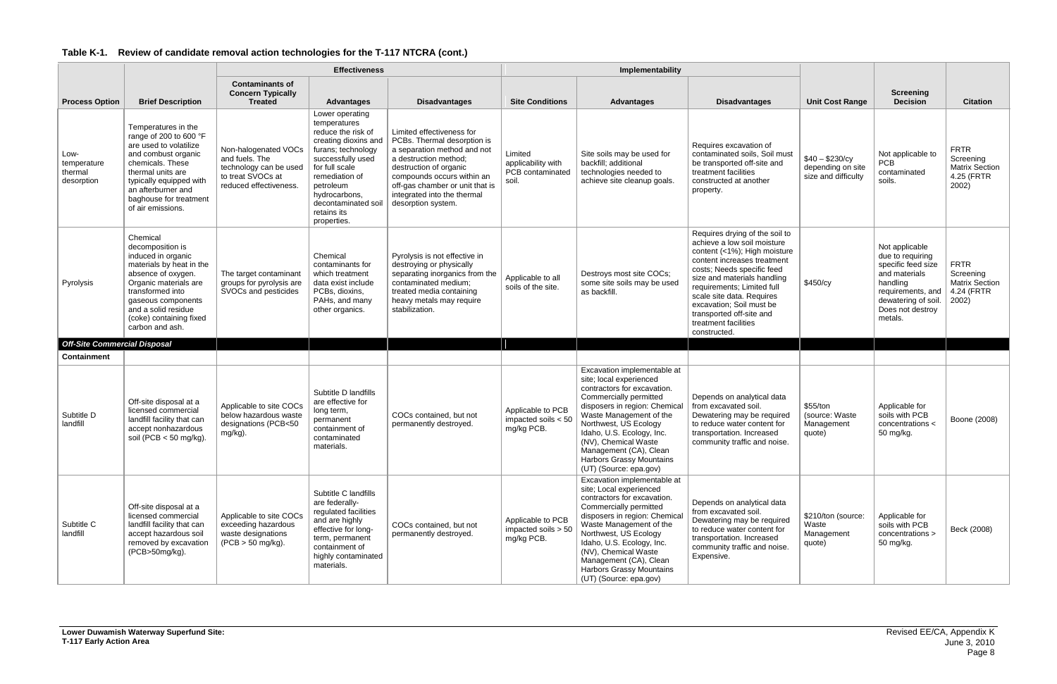**Table K-1. Review of candidate removal action technologies for the T-117 NTCRA (cont.)**

| | | Effectiveness | | | Implementability | | | | | |
|---|---|---|---|---|---|---|---|---|---|---|
| **Process Option** | **Brief Description** | **Contaminants of Concern Typically Treated** | **Advantages** | **Disadvantages** | **Site Conditions** | **Advantages** | **Disadvantages** | **Unit Cost Range** | **Screening Decision** | **Citation** |
| Low-temperature thermal desorption | Temperatures in the range of 200 to 600 °F are used to volatilize and combust organic chemicals. These thermal units are typically equipped with an afterburner and baghouse for treatment of air emissions. | Non-halogenated VOCs and fuels. The technology can be used to treat SVOCs at reduced effectiveness. | Lower operating temperatures reduce the risk of creating dioxins and furans; technology successfully used for full scale remediation of petroleum hydrocarbons, decontaminated soil retains its properties. | Limited effectiveness for PCBs. Thermal desorption is a separation method and not a destruction method; destruction of organic compounds occurs within an off-gas chamber or unit that is integrated into the thermal desorption system. | Limited applicability with PCB contaminated soil. | Site soils may be used for backfill; additional technologies needed to achieve site cleanup goals. | Requires excavation of contaminated soils, Soil must be transported off-site and treatment facilities constructed at another property. | $40 – $230/cy depending on site size and difficulty | Not applicable to PCB contaminated soils. | FRTR Screening Matrix Section 4.25 (FRTR 2002) |
| Pyrolysis | Chemical decomposition is induced in organic materials by heat in the absence of oxygen. Organic materials are transformed into gaseous components and a solid residue (coke) containing fixed carbon and ash. | The target contaminant groups for pyrolysis are SVOCs and pesticides | Chemical contaminants for which treatment data exist include PCBs, dioxins, PAHs, and many other organics. | Pyrolysis is not effective in destroying or physically separating inorganics from the contaminated medium; treated media containing heavy metals may require stabilization. | Applicable to all soils of the site. | Destroys most site COCs; some site soils may be used as backfill. | Requires drying of the soil to achieve a low soil moisture content (<1%); High moisture content increases treatment costs; Needs specific feed size and materials handling requirements; Limited full scale site data. Requires excavation; Soil must be transported off-site and treatment facilities constructed. | $450/cy | Not applicable due to requiring specific feed size and materials handling requirements, and dewatering of soil. Does not destroy metals. | FRTR Screening Matrix Section 4.24 (FRTR 2002) |
| ***Off-Site Commercial Disposal*** | | | | | | | | | | |
| **Containment** | | | | | | | | | | |
| Subtitle D landfill | Off-site disposal at a licensed commercial landfill facility that can accept nonhazardous soil (PCB < 50 mg/kg). | Applicable to site COCs below hazardous waste designations (PCB<50 mg/kg). | Subtitle D landfills are effective for long term, permanent containment of contaminated materials. | COCs contained, but not permanently destroyed. | Applicable to PCB impacted soils < 50 mg/kg PCB. | Excavation implementable at site; local experienced contractors for excavation. Commercially permitted disposers in region: Chemical Waste Management of the Northwest, US Ecology Idaho, U.S. Ecology, Inc. (NV), Chemical Waste Management (CA), Clean Harbors Grassy Mountains (UT) (Source: epa.gov) | Depends on analytical data from excavated soil. Dewatering may be required to reduce water content for transportation. Increased community traffic and noise. | $55/ton (source: Waste Management quote) | Applicable for soils with PCB concentrations < 50 mg/kg. | Boone (2008) |
| Subtitle C landfill | Off-site disposal at a licensed commercial landfill facility that can accept hazardous soil removed by excavation (PCB>50mg/kg). | Applicable to site COCs exceeding hazardous waste designations (PCB > 50 mg/kg). | Subtitle C landfills are federally-regulated facilities and are highly effective for long-term, permanent containment of highly contaminated materials. | COCs contained, but not permanently destroyed. | Applicable to PCB impacted soils > 50 mg/kg PCB. | Excavation implementable at site; Local experienced contractors for excavation. Commercially permitted disposers in region: Chemical Waste Management of the Northwest, US Ecology Idaho, U.S. Ecology, Inc. (NV), Chemical Waste Management (CA), Clean Harbors Grassy Mountains (UT) (Source: epa.gov) | Depends on analytical data from excavated soil. Dewatering may be required to reduce water content for transportation. Increased community traffic and noise. Expensive. | $210/ton (source: Waste Management quote) | Applicable for soils with PCB concentrations > 50 mg/kg. | Beck (2008) |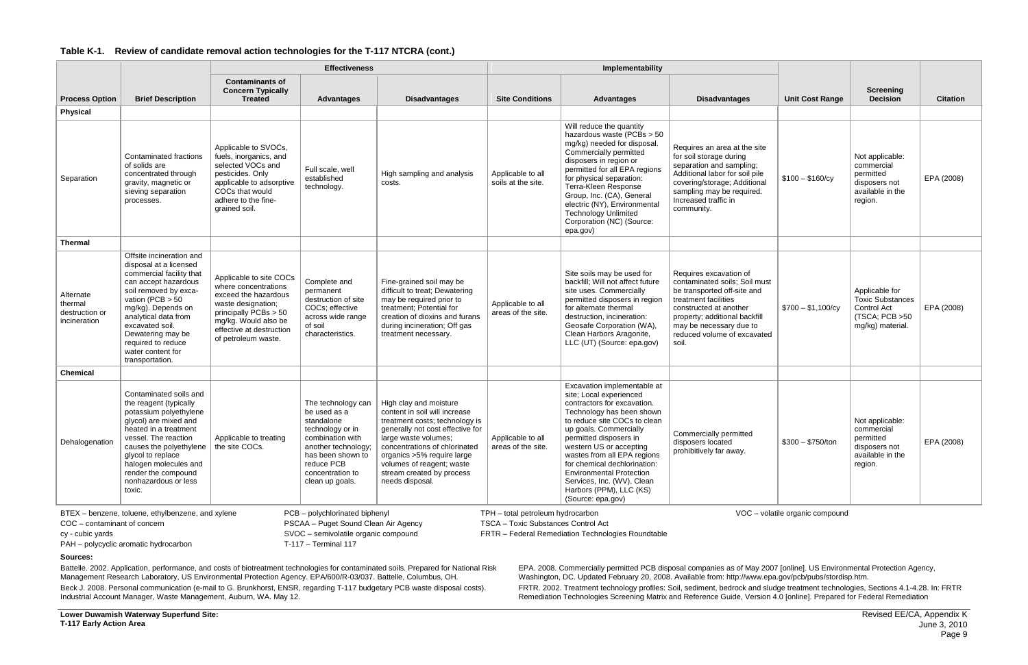**Table K-1. Review of candidate removal action technologies for the T-117 NTCRA (cont.)**

| | | Effectiveness | | | Implementability | | | | | |
|---|---|---|---|---|---|---|---|---|---|---|
| **Process Option** | **Brief Description** | **Contaminants of Concern Typically Treated** | **Advantages** | **Disadvantages** | **Site Conditions** | **Advantages** | **Disadvantages** | **Unit Cost Range** | **Screening Decision** | **Citation** |
| **Physical** | | | | | | | | | | |
| Separation | Contaminated fractions of solids are concentrated through gravity, magnetic or sieving separation processes. | Applicable to SVOCs, fuels, inorganics, and selected VOCs and pesticides. Only applicable to adsorptive COCs that would adhere to the fine-grained soil. | Full scale, well established technology. | High sampling and analysis costs. | Applicable to all soils at the site. | Will reduce the quantity hazardous waste (PCBs > 50 mg/kg) needed for disposal. Commercially permitted disposers in region or permitted for all EPA regions for physical separation: Terra-Kleen Response Group, Inc. (CA), General electric (NY), Environmental Technology Unlimited Corporation (NC) (Source: epa.gov) | Requires an area at the site for soil storage during separation and sampling; Additional labor for soil pile covering/storage; Additional sampling may be required. Increased traffic in community. | \$100 – \$160/cy | Not applicable: commercial permitted disposers not available in the region. | EPA (2008) |
| **Thermal** | | | | | | | | | | |
| Alternate thermal destruction or incineration | Offsite incineration and disposal at a licensed commercial facility that can accept hazardous soil removed by excavation (PCB > 50 mg/kg). Depends on analytical data from excavated soil. Dewatering may be required to reduce water content for transportation. | Applicable to site COCs where concentrations exceed the hazardous waste designation; principally PCBs > 50 mg/kg. Would also be effective destruction of petroleum waste. | Complete and permanent destruction of site COCs; effective across wide range of soil characteristics. | Fine-grained soil may be difficult to treat; Dewatering may be required prior to treatment; Potential for creation of dioxins and furans during incineration; Off gas treatment necessary. | Applicable to all areas of the site. | Site soils may be used for backfill; Will not affect future site uses. Commercially permitted disposers in region for alternate thermal destruction, incineration: Geosafe Corporation (WA), Clean Harbors Aragonite, LLC (UT) (Source: epa.gov) | Requires excavation of contaminated soils; Soil must be transported off-site and treatment facilities constructed at another property; additional backfill may be necessary due to reduced volume of excavated soil. | \$700 – \$1,100/cy | Applicable for Toxic Substances Control Act (TSCA; PCB >50 mg/kg) material. | EPA (2008) |
| **Chemical** | | | | | | | | | | |
| Dehalogenation | Contaminated soils and the reagent (typically potassium polyethylene glycol) are mixed and heated in a treatment vessel. The reaction causes the polyethylene glycol to replace halogen molecules and render the compound nonhazardous or less toxic. | Applicable to treating the site COCs. | The technology can be used as a standalone technology or in combination with another technology; has been shown to reduce PCB concentration to clean up goals. | High clay and moisture content in soil will increase treatment costs; technology is generally not cost effective for large waste volumes; concentrations of chlorinated organics >5% require large volumes of reagent; waste stream created by process needs disposal. | Applicable to all areas of the site. | Excavation implementable at site; Local experienced contractors for excavation. Technology has been shown to reduce site COCs to clean up goals. Commercially permitted disposers in western US or accepting wastes from all EPA regions for chemical dechlorination: Environmental Protection Services, Inc. (WV), Clean Harbors (PPM), LLC (KS) (Source: epa.gov) | Commercially permitted disposers located prohibitively far away. | \$300 – \$750/ton | Not applicable: commercial permitted disposers not available in the region. | EPA (2008) |

BTEX – benzene, toluene, ethylbenzene, and xylene
COC – contaminant of concern
cy - cubic yards
PAH – polycyclic aromatic hydrocarbon
PCB – polychlorinated biphenyl
PSCAA – Puget Sound Clean Air Agency
SVOC – semivolatile organic compound
T-117 – Terminal 117
TPH – total petroleum hydrocarbon
TSCA – Toxic Substances Control Act
FRTR – Federal Remediation Technologies Roundtable
VOC – volatile organic compound

**Sources:**

Battelle. 2002. Application, performance, and costs of biotreatment technologies for contaminated soils. Prepared for National Risk Management Research Laboratory, US Environmental Protection Agency. EPA/600/R-03/037. Battelle, Columbus, OH.

Beck J. 2008. Personal communication (e-mail to G. Brunkhorst, ENSR, regarding T-117 budgetary PCB waste disposal costs). Industrial Account Manager, Waste Management, Auburn, WA. May 12.

EPA. 2008. Commercially permitted PCB disposal companies as of May 2007 [online]. US Environmental Protection Agency, Washington, DC. Updated February 20, 2008. Available from: http://www.epa.gov/pcb/pubs/stordisp.htm.

FRTR. 2002. Treatment technology profiles: Soil, sediment, bedrock and sludge treatment technologies, Sections 4.1-4.28. In: FRTR Remediation Technologies Screening Matrix and Reference Guide, Version 4.0 [online]. Prepared for Federal Remediation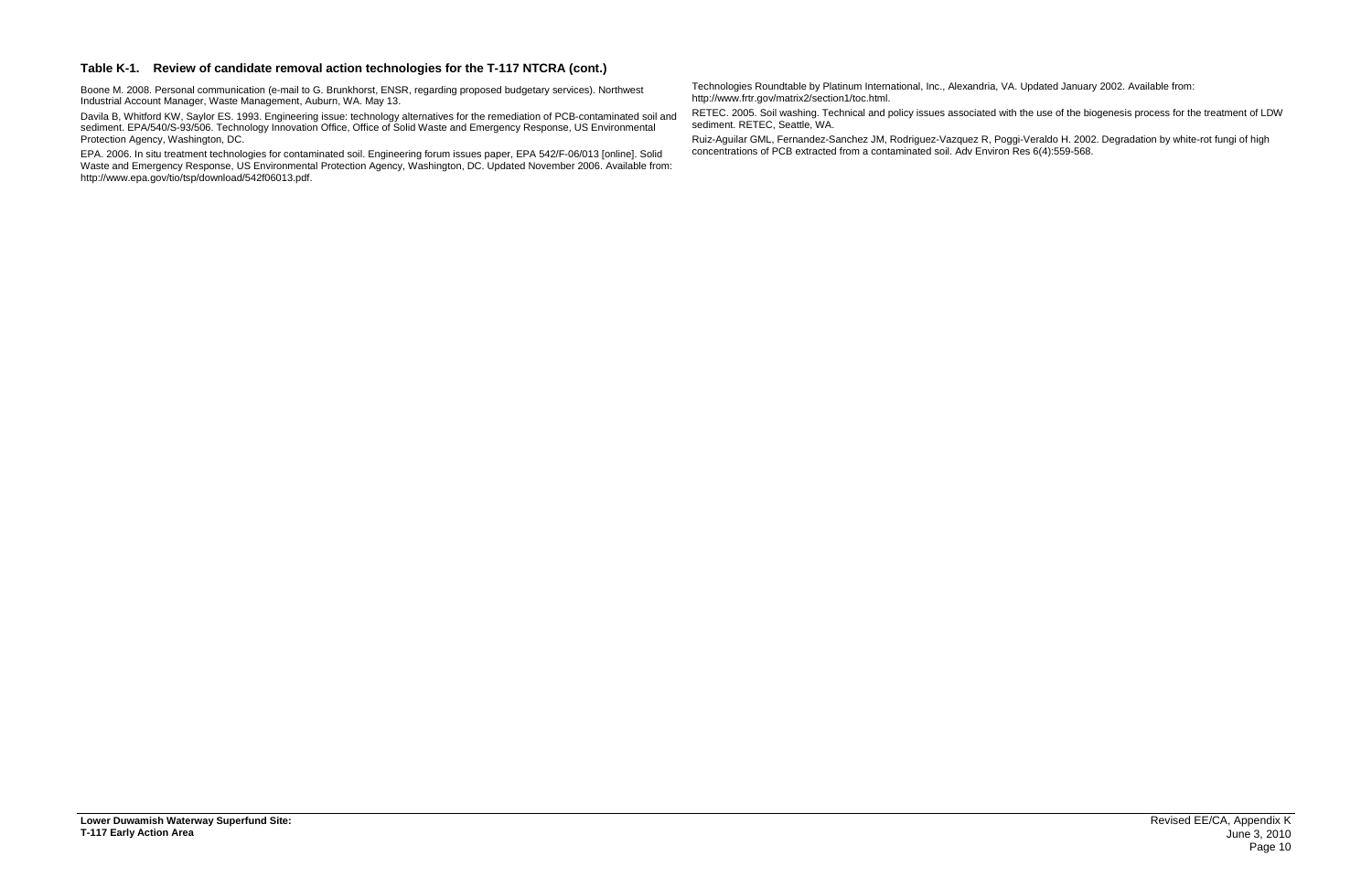### Table K-1. Review of candidate removal action technologies for the T-117 NTCRA (cont.)

Boone M. 2008. Personal communication (e-mail to G. Brunkhorst, ENSR, regarding proposed budgetary services). Northwest Industrial Account Manager, Waste Management, Auburn, WA. May 13.

Davila B, Whitford KW, Saylor ES. 1993. Engineering issue: technology alternatives for the remediation of PCB-contaminated soil and sediment. EPA/540/S-93/506. Technology Innovation Office, Office of Solid Waste and Emergency Response, US Environmental Protection Agency, Washington, DC.

EPA. 2006. In situ treatment technologies for contaminated soil. Engineering forum issues paper, EPA 542/F-06/013 [online]. Solid Waste and Emergency Response, US Environmental Protection Agency, Washington, DC. Updated November 2006. Available from: http://www.epa.gov/tio/tsp/download/542f06013.pdf.

Technologies Roundtable by Platinum International, Inc., Alexandria, VA. Updated January 2002. Available from: http://www.frtr.gov/matrix2/section1/toc.html.

RETEC. 2005. Soil washing. Technical and policy issues associated with the use of the biogenesis process for the treatment of LDW sediment. RETEC, Seattle, WA.

Ruiz-Aguilar GML, Fernandez-Sanchez JM, Rodriguez-Vazquez R, Poggi-Veraldo H. 2002. Degradation by white-rot fungi of high concentrations of PCB extracted from a contaminated soil. Adv Environ Res 6(4):559-568.